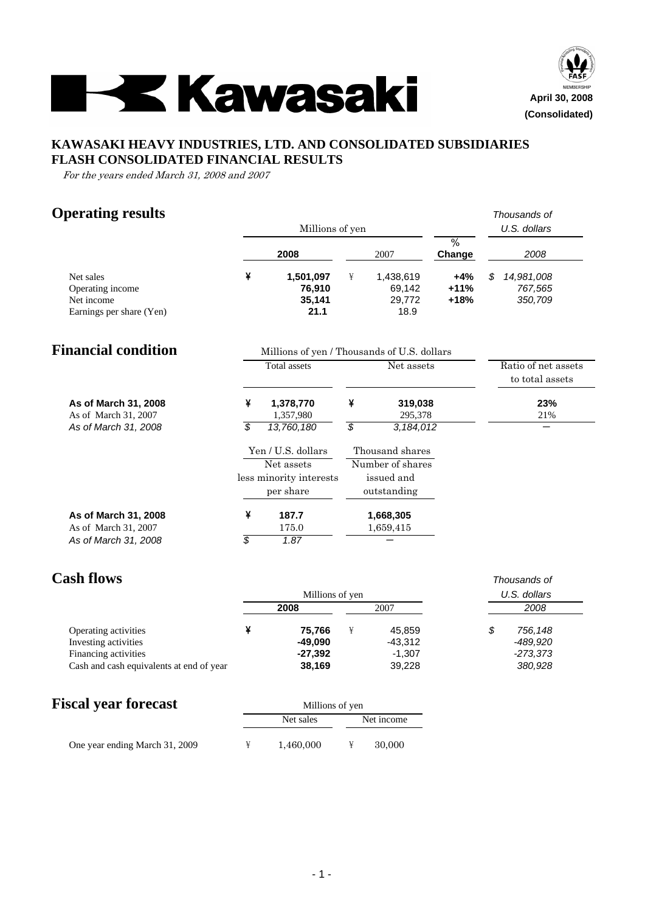Kawasaki

April 30, 2008
**(Consolidated)**

## KAWASAKI HEAVY INDUSTRIES, LTD. AND CONSOLIDATED SUBSIDIARIES
## FLASH CONSOLIDATED FINANCIAL RESULTS

*For the years ended March 31, 2008 and 2007*

# Operating results

| | Millions of yen | | % | Thousands of U.S. dollars |
|---|---|---|---|---|
| | **2008** | 2007 | **Change** | *2008* |
| Net sales | ¥ **1,501,097** | ¥ 1,438,619 | **+4%** | *$ 14,981,008* |
| Operating income | **76,910** | 69,142 | **+11%** | *767,565* |
| Net income | **35,141** | 29,772 | **+18%** | *350,709* |
| Earnings per share (Yen) | **21.1** | 18.9 | | |

# Financial condition

Millions of yen / Thousands of U.S. dollars

| | Total assets | Net assets | Ratio of net assets to total assets |
|---|---|---|---|
| **As of March 31, 2008** | ¥ **1,378,770** | ¥ **319,038** | **23%** |
| As of March 31, 2007 | 1,357,980 | 295,378 | 21% |
| *As of March 31, 2008* | *$ 13,760,180* | *$ 3,184,012* | — |

| | Yen / U.S. dollars<br>Net assets less minority interests per share | Thousand shares<br>Number of shares issued and outstanding |
|---|---|---|
| **As of March 31, 2008** | ¥ **187.7** | **1,668,305** |
| As of March 31, 2007 | 175.0 | 1,659,415 |
| *As of March 31, 2008* | *$ 1.87* | — |

# Cash flows

| | Millions of yen | | Thousands of U.S. dollars |
|---|---|---|---|
| | **2008** | 2007 | *2008* |
| Operating activities | ¥ **75,766** | ¥ 45,859 | *$ 756,148* |
| Investing activities | **-49,090** | -43,312 | *-489,920* |
| Financing activities | **-27,392** | -1,307 | *-273,373* |
| Cash and cash equivalents at end of year | **38,169** | 39,228 | *380,928* |

# Fiscal year forecast

| | Millions of yen | |
|---|---|---|
| | Net sales | Net income |
| One year ending March 31, 2009 | ¥ 1,460,000 | ¥ 30,000 |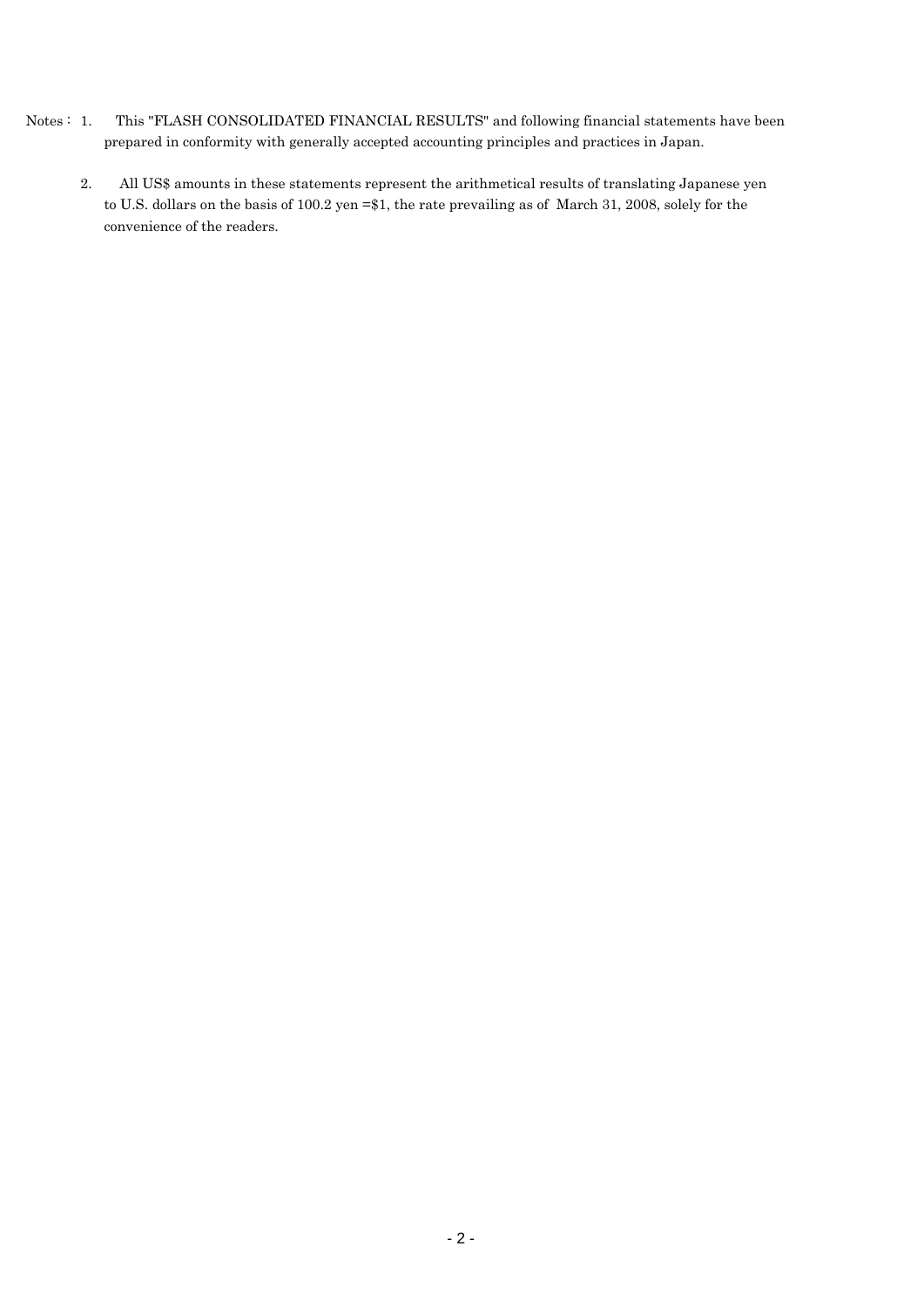Notes： 1. This "FLASH CONSOLIDATED FINANCIAL RESULTS" and following financial statements have been prepared in conformity with generally accepted accounting principles and practices in Japan.

2. All US$ amounts in these statements represent the arithmetical results of translating Japanese yen to U.S. dollars on the basis of 100.2 yen =$1, the rate prevailing as of March 31, 2008, solely for the convenience of the readers.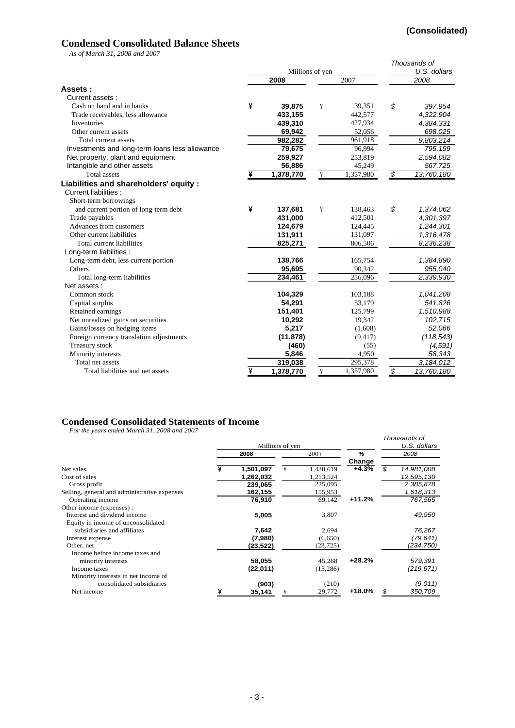**(Consolidated)**

# Condensed Consolidated Balance Sheets

*As of March 31, 2008 and 2007*

| | Millions of yen | | Thousands of U.S. dollars |
|---|---|---|---|
| | **2008** | 2007 | *2008* |
| **Assets :** | | | |
| Current assets : | | | |
| Cash on hand and in banks | ¥ **39,875** | ¥ 39,351 | *$ 397,954* |
| Trade receivables, less allowance | **433,155** | 442,577 | *4,322,904* |
| Inventories | **439,310** | 427,934 | *4,384,331* |
| Other current assets | **69,942** | 52,056 | *698,025* |
| Total current assets | **982,282** | 961,918 | *9,803,214* |
| Investments and long-term loans less allowance | **79,675** | 96,994 | *795,159* |
| Net property, plant and equipment | **259,927** | 253,819 | *2,594,082* |
| Intangible and other assets | **56,886** | 45,249 | *567,725* |
| Total assets | ¥ **1,378,770** | ¥ 1,357,980 | *$ 13,760,180* |
| **Liabilities and shareholders' equity :** | | | |
| Current liabilities : | | | |
| Short-term borrowings and current portion of long-term debt | ¥ **137,681** | ¥ 138,463 | *$ 1,374,062* |
| Trade payables | **431,000** | 412,501 | *4,301,397* |
| Advances from customers | **124,679** | 124,445 | *1,244,301* |
| Other current liabilities | **131,911** | 131,097 | *1,316,478* |
| Total current liabilities | **825,271** | 806,506 | *8,236,238* |
| Long-term liabilities : | | | |
| Long-term debt, less current portion | **138,766** | 165,754 | *1,384,890* |
| Others | **95,695** | 90,342 | *955,040* |
| Total long-term liabilities | **234,461** | 256,096 | *2,339,930* |
| Net assets : | | | |
| Common stock | **104,329** | 103,188 | *1,041,208* |
| Capital surplus | **54,291** | 53,179 | *541,826* |
| Retained earnings | **151,401** | 125,799 | *1,510,988* |
| Net unrealized gains on securities | **10,292** | 19,342 | *102,715* |
| Gains/losses on hedging items | **5,217** | (1,608) | *52,066* |
| Foreign currency translation adjustments | **(11,878)** | (9,417) | *(118,543)* |
| Treasury stock | **(460)** | (55) | *(4,591)* |
| Minority interests | **5,846** | 4,950 | *58,343* |
| Total net assets | **319,038** | 295,378 | *3,184,012* |
| Total liabilities and net assets | ¥ **1,378,770** | ¥ 1,357,980 | *$ 13,760,180* |

# Condensed Consolidated Statements of Income

*For the years ended March 31, 2008 and 2007*

| | Millions of yen | | | Thousands of U.S. dollars |
|---|---|---|---|---|
| | **2008** | 2007 | **% Change** | *2008* |
| Net sales | ¥ **1,501,097** | ¥ 1,438,619 | **+4.3%** | *$ 14,981,008* |
| Cost of sales | **1,262,032** | 1,213,524 | | *12,595,130* |
| Gross profit | **239,065** | 225,095 | | *2,385,878* |
| Selling, general and administrative expenses | **162,155** | 155,953 | | *1,618,313* |
| Operating income | **76,910** | 69,142 | **+11.2%** | *767,565* |
| Other income (expenses) : | | | | |
| Interest and dividend income | **5,005** | 3,807 | | *49,950* |
| Equity in income of unconsolidated subsidiaries and affiliates | **7,642** | 2,694 | | *76,267* |
| Interest expense | **(7,980)** | (6,650) | | *(79,641)* |
| Other, net | **(23,522)** | (23,725) | | *(234,750)* |
| Income before income taxes and minority interests | **58,055** | 45,268 | **+28.2%** | *579,391* |
| Income taxes | **(22,011)** | (15,286) | | *(219,671)* |
| Minority interests in net income of consolidated subsidiaries | **(903)** | (210) | | *(9,011)* |
| Net income | ¥ **35,141** | ¥ 29,772 | **+18.0%** | *$ 350,709* |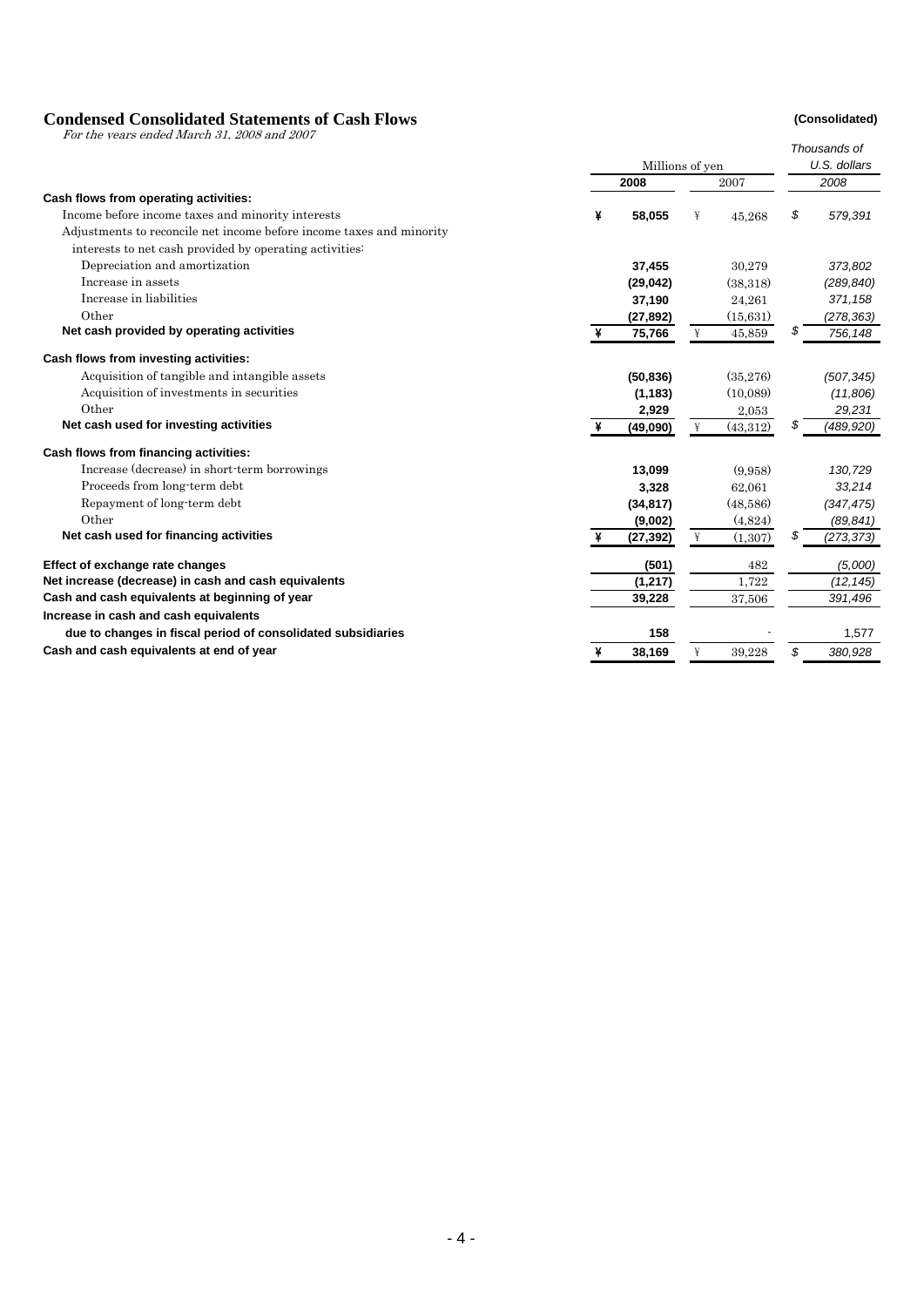## Condensed Consolidated Statements of Cash Flows

**(Consolidated)**

*For the years ended March 31, 2008 and 2007*

| | Millions of yen | | Thousands of U.S. dollars |
|---|---|---|---|
| | **2008** | 2007 | *2008* |
| **Cash flows from operating activities:** | | | |
| Income before income taxes and minority interests | ¥ **58,055** | ¥ 45,268 | $ *579,391* |
| Adjustments to reconcile net income before income taxes and minority interests to net cash provided by operating activities: | | | |
| Depreciation and amortization | **37,455** | 30,279 | *373,802* |
| Increase in assets | **(29,042)** | (38,318) | *(289,840)* |
| Increase in liabilities | **37,190** | 24,261 | *371,158* |
| Other | **(27,892)** | (15,631) | *(278,363)* |
| **Net cash provided by operating activities** | ¥ **75,766** | ¥ 45,859 | $ *756,148* |
| **Cash flows from investing activities:** | | | |
| Acquisition of tangible and intangible assets | **(50,836)** | (35,276) | *(507,345)* |
| Acquisition of investments in securities | **(1,183)** | (10,089) | *(11,806)* |
| Other | **2,929** | 2,053 | *29,231* |
| **Net cash used for investing activities** | ¥ **(49,090)** | ¥ (43,312) | $ *(489,920)* |
| **Cash flows from financing activities:** | | | |
| Increase (decrease) in short-term borrowings | **13,099** | (9,958) | *130,729* |
| Proceeds from long-term debt | **3,328** | 62,061 | *33,214* |
| Repayment of long-term debt | **(34,817)** | (48,586) | *(347,475)* |
| Other | **(9,002)** | (4,824) | *(89,841)* |
| **Net cash used for financing activities** | ¥ **(27,392)** | ¥ (1,307) | $ *(273,373)* |
| **Effect of exchange rate changes** | **(501)** | 482 | *(5,000)* |
| **Net increase (decrease) in cash and cash equivalents** | **(1,217)** | 1,722 | *(12,145)* |
| **Cash and cash equivalents at beginning of year** | **39,228** | 37,506 | *391,496* |
| **Increase in cash and cash equivalents due to changes in fiscal period of consolidated subsidiaries** | **158** | - | 1,577 |
| **Cash and cash equivalents at end of year** | ¥ **38,169** | ¥ 39,228 | $ *380,928* |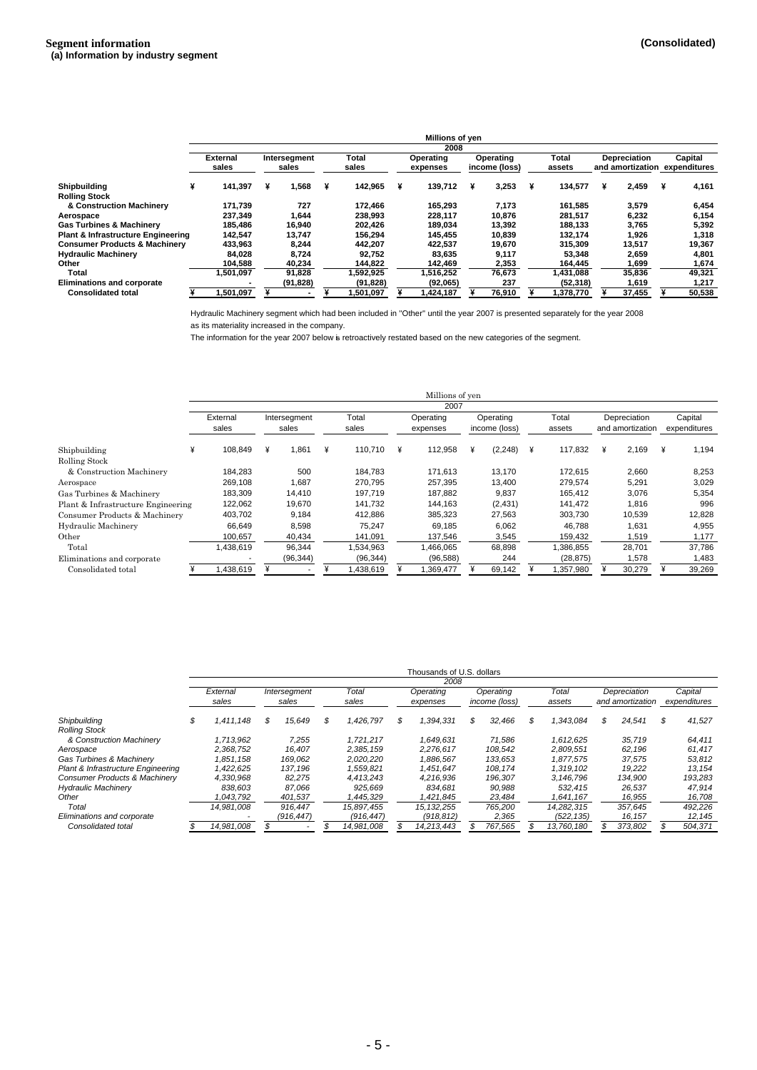## Segment information

**(Consolidated)**

### (a) Information by industry segment

| | Millions of yen | | | | | | | |
|---|---|---|---|---|---|---|---|---|
| | 2008 | | | | | | | |
| | External sales | Intersegment sales | Total sales | Operating expenses | Operating income (loss) | Total assets | Depreciation and amortization | Capital expenditures |
| **Shipbuilding** | ¥ 141,397 | ¥ 1,568 | ¥ 142,965 | ¥ 139,712 | ¥ 3,253 | ¥ 134,577 | ¥ 2,459 | ¥ 4,161 |
| **Rolling Stock & Construction Machinery** | 171,739 | 727 | 172,466 | 165,293 | 7,173 | 161,585 | 3,579 | 6,454 |
| **Aerospace** | 237,349 | 1,644 | 238,993 | 228,117 | 10,876 | 281,517 | 6,232 | 6,154 |
| **Gas Turbines & Machinery** | 185,486 | 16,940 | 202,426 | 189,034 | 13,392 | 188,133 | 3,765 | 5,392 |
| **Plant & Infrastructure Engineering** | 142,547 | 13,747 | 156,294 | 145,455 | 10,839 | 132,174 | 1,926 | 1,318 |
| **Consumer Products & Machinery** | 433,963 | 8,244 | 442,207 | 422,537 | 19,670 | 315,309 | 13,517 | 19,367 |
| **Hydraulic Machinery** | 84,028 | 8,724 | 92,752 | 83,635 | 9,117 | 53,348 | 2,659 | 4,801 |
| **Other** | 104,588 | 40,234 | 144,822 | 142,469 | 2,353 | 164,445 | 1,699 | 1,674 |
| **Total** | 1,501,097 | 91,828 | 1,592,925 | 1,516,252 | 76,673 | 1,431,088 | 35,836 | 49,321 |
| **Eliminations and corporate** | - | (91,828) | (91,828) | (92,065) | 237 | (52,318) | 1,619 | 1,217 |
| **Consolidated total** | ¥ 1,501,097 | ¥ - | ¥ 1,501,097 | ¥ 1,424,187 | ¥ 76,910 | ¥ 1,378,770 | ¥ 37,455 | ¥ 50,538 |

Hydraulic Machinery segment which had been included in "Other" until the year 2007 is presented separately for the year 2008 as its materiality increased in the company.

The information for the year 2007 below is retroactively restated based on the new categories of the segment.

| | Millions of yen | | | | | | | |
|---|---|---|---|---|---|---|---|---|
| | 2007 | | | | | | | |
| | External sales | Intersegment sales | Total sales | Operating expenses | Operating income (loss) | Total assets | Depreciation and amortization | Capital expenditures |
| Shipbuilding | ¥ 108,849 | ¥ 1,861 | ¥ 110,710 | ¥ 112,958 | ¥ (2,248) | ¥ 117,832 | ¥ 2,169 | ¥ 1,194 |
| Rolling Stock & Construction Machinery | 184,283 | 500 | 184,783 | 171,613 | 13,170 | 172,615 | 2,660 | 8,253 |
| Aerospace | 269,108 | 1,687 | 270,795 | 257,395 | 13,400 | 279,574 | 5,291 | 3,029 |
| Gas Turbines & Machinery | 183,309 | 14,410 | 197,719 | 187,882 | 9,837 | 165,412 | 3,076 | 5,354 |
| Plant & Infrastructure Engineering | 122,062 | 19,670 | 141,732 | 144,163 | (2,431) | 141,472 | 1,816 | 996 |
| Consumer Products & Machinery | 403,702 | 9,184 | 412,886 | 385,323 | 27,563 | 303,730 | 10,539 | 12,828 |
| Hydraulic Machinery | 66,649 | 8,598 | 75,247 | 69,185 | 6,062 | 46,788 | 1,631 | 4,955 |
| Other | 100,657 | 40,434 | 141,091 | 137,546 | 3,545 | 159,432 | 1,519 | 1,177 |
| Total | 1,438,619 | 96,344 | 1,534,963 | 1,466,065 | 68,898 | 1,386,855 | 28,701 | 37,786 |
| Eliminations and corporate | - | (96,344) | (96,344) | (96,588) | 244 | (28,875) | 1,578 | 1,483 |
| Consolidated total | ¥ 1,438,619 | ¥ - | ¥ 1,438,619 | ¥ 1,369,477 | ¥ 69,142 | ¥ 1,357,980 | ¥ 30,279 | ¥ 39,269 |

| | *Thousands of U.S. dollars* | | | | | | | |
|---|---|---|---|---|---|---|---|---|
| | *2008* | | | | | | | |
| | *External sales* | *Intersegment sales* | *Total sales* | *Operating expenses* | *Operating income (loss)* | *Total assets* | *Depreciation and amortization* | *Capital expenditures* |
| *Shipbuilding* | *$ 1,411,148* | *$ 15,649* | *$ 1,426,797* | *$ 1,394,331* | *$ 32,466* | *$ 1,343,084* | *$ 24,541* | *$ 41,527* |
| *Rolling Stock & Construction Machinery* | *1,713,962* | *7,255* | *1,721,217* | *1,649,631* | *71,586* | *1,612,625* | *35,719* | *64,411* |
| *Aerospace* | *2,368,752* | *16,407* | *2,385,159* | *2,276,617* | *108,542* | *2,809,551* | *62,196* | *61,417* |
| *Gas Turbines & Machinery* | *1,851,158* | *169,062* | *2,020,220* | *1,886,567* | *133,653* | *1,877,575* | *37,575* | *53,812* |
| *Plant & Infrastructure Engineering* | *1,422,625* | *137,196* | *1,559,821* | *1,451,647* | *108,174* | *1,319,102* | *19,222* | *13,154* |
| *Consumer Products & Machinery* | *4,330,968* | *82,275* | *4,413,243* | *4,216,936* | *196,307* | *3,146,796* | *134,900* | *193,283* |
| *Hydraulic Machinery* | *838,603* | *87,066* | *925,669* | *834,681* | *90,988* | *532,415* | *26,537* | *47,914* |
| *Other* | *1,043,792* | *401,537* | *1,445,329* | *1,421,845* | *23,484* | *1,641,167* | *16,955* | *16,708* |
| *Total* | *14,981,008* | *916,447* | *15,897,455* | *15,132,255* | *765,200* | *14,282,315* | *357,645* | *492,226* |
| *Eliminations and corporate* | *-* | *(916,447)* | *(916,447)* | *(918,812)* | *2,365* | *(522,135)* | *16,157* | *12,145* |
| *Consolidated total* | *$ 14,981,008* | *$ -* | *$ 14,981,008* | *$ 14,213,443* | *$ 767,565* | *$ 13,760,180* | *$ 373,802* | *$ 504,371* |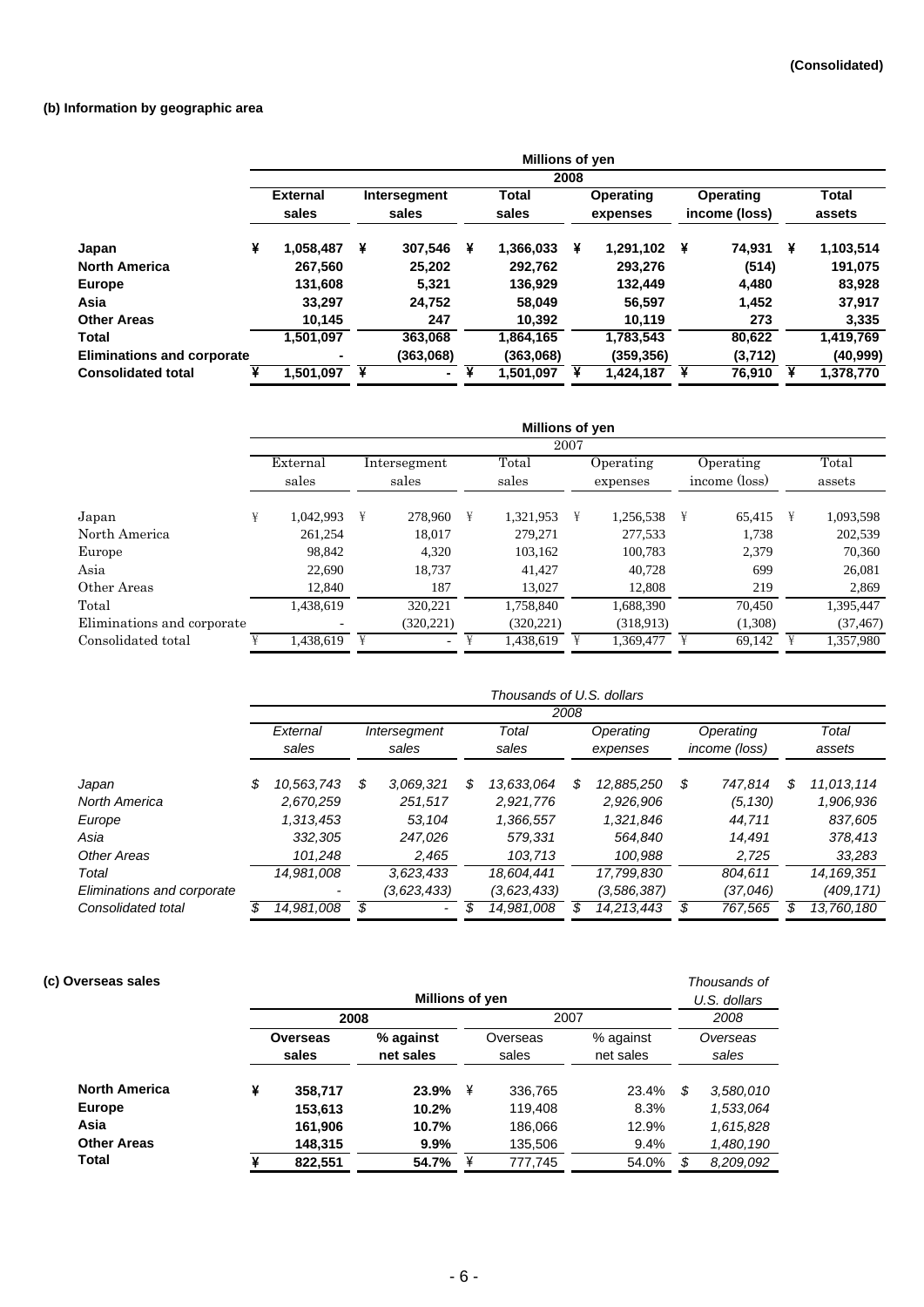**(Consolidated)**

**(b) Information by geographic area**

| | **Millions of yen** | | | | | |
|---|---|---|---|---|---|---|
| | **2008** | | | | | |
| | **External sales** | **Intersegment sales** | **Total sales** | **Operating expenses** | **Operating income (loss)** | **Total assets** |
| **Japan** | **¥ 1,058,487** | **¥ 307,546** | **¥ 1,366,033** | **¥ 1,291,102** | **¥ 74,931** | **¥ 1,103,514** |
| **North America** | **267,560** | **25,202** | **292,762** | **293,276** | **(514)** | **191,075** |
| **Europe** | **131,608** | **5,321** | **136,929** | **132,449** | **4,480** | **83,928** |
| **Asia** | **33,297** | **24,752** | **58,049** | **56,597** | **1,452** | **37,917** |
| **Other Areas** | **10,145** | **247** | **10,392** | **10,119** | **273** | **3,335** |
| **Total** | **1,501,097** | **363,068** | **1,864,165** | **1,783,543** | **80,622** | **1,419,769** |
| **Eliminations and corporate** | **-** | **(363,068)** | **(363,068)** | **(359,356)** | **(3,712)** | **(40,999)** |
| **Consolidated total** | **¥ 1,501,097** | **¥ -** | **¥ 1,501,097** | **¥ 1,424,187** | **¥ 76,910** | **¥ 1,378,770** |

| | Millions of yen | | | | | |
|---|---|---|---|---|---|---|
| | 2007 | | | | | |
| | External sales | Intersegment sales | Total sales | Operating expenses | Operating income (loss) | Total assets |
| Japan | ¥ 1,042,993 | ¥ 278,960 | ¥ 1,321,953 | ¥ 1,256,538 | ¥ 65,415 | ¥ 1,093,598 |
| North America | 261,254 | 18,017 | 279,271 | 277,533 | 1,738 | 202,539 |
| Europe | 98,842 | 4,320 | 103,162 | 100,783 | 2,379 | 70,360 |
| Asia | 22,690 | 18,737 | 41,427 | 40,728 | 699 | 26,081 |
| Other Areas | 12,840 | 187 | 13,027 | 12,808 | 219 | 2,869 |
| Total | 1,438,619 | 320,221 | 1,758,840 | 1,688,390 | 70,450 | 1,395,447 |
| Eliminations and corporate | - | (320,221) | (320,221) | (318,913) | (1,308) | (37,467) |
| Consolidated total | ¥ 1,438,619 | ¥ - | ¥ 1,438,619 | ¥ 1,369,477 | ¥ 69,142 | ¥ 1,357,980 |

| | *Thousands of U.S. dollars* | | | | | |
|---|---|---|---|---|---|---|
| | *2008* | | | | | |
| | *External sales* | *Intersegment sales* | *Total sales* | *Operating expenses* | *Operating income (loss)* | *Total assets* |
| *Japan* | *$ 10,563,743* | *$ 3,069,321* | *$ 13,633,064* | *$ 12,885,250* | *$ 747,814* | *$ 11,013,114* |
| *North America* | *2,670,259* | *251,517* | *2,921,776* | *2,926,906* | *(5,130)* | *1,906,936* |
| *Europe* | *1,313,453* | *53,104* | *1,366,557* | *1,321,846* | *44,711* | *837,605* |
| *Asia* | *332,305* | *247,026* | *579,331* | *564,840* | *14,491* | *378,413* |
| *Other Areas* | *101,248* | *2,465* | *103,713* | *100,988* | *2,725* | *33,283* |
| *Total* | *14,981,008* | *3,623,433* | *18,604,441* | *17,799,830* | *804,611* | *14,169,351* |
| *Eliminations and corporate* | *-* | *(3,623,433)* | *(3,623,433)* | *(3,586,387)* | *(37,046)* | *(409,171)* |
| *Consolidated total* | *$ 14,981,008* | *$ -* | *$ 14,981,008* | *$ 14,213,443* | *$ 767,565* | *$ 13,760,180* |

**(c) Overseas sales**

| | **Millions of yen** | | | | *Thousands of U.S. dollars* |
|---|---|---|---|---|---|
| | **2008** | | 2007 | | *2008* |
| | **Overseas sales** | **% against net sales** | Overseas sales | % against net sales | *Overseas sales* |
| **North America** | **¥ 358,717** | **23.9%** | ¥ 336,765 | 23.4% | *$ 3,580,010* |
| **Europe** | **153,613** | **10.2%** | 119,408 | 8.3% | *1,533,064* |
| **Asia** | **161,906** | **10.7%** | 186,066 | 12.9% | *1,615,828* |
| **Other Areas** | **148,315** | **9.9%** | 135,506 | 9.4% | *1,480,190* |
| **Total** | **¥ 822,551** | **54.7%** | ¥ 777,745 | 54.0% | *$ 8,209,092* |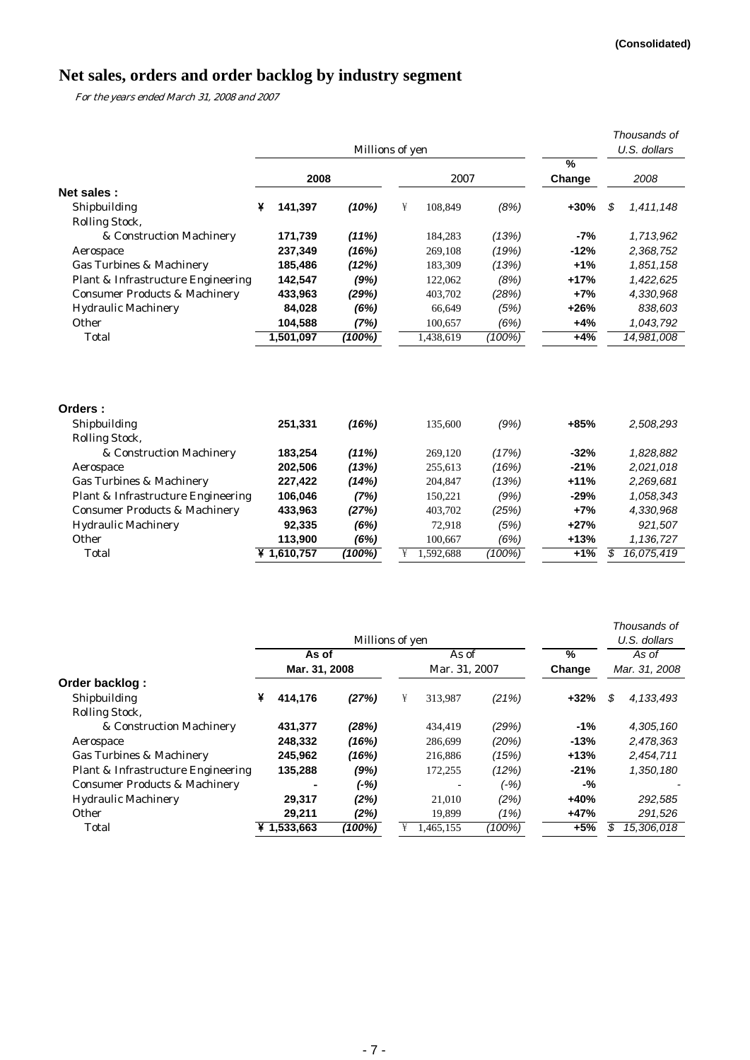**(Consolidated)**

# Net sales, orders and order backlog by industry segment

*For the years ended March 31, 2008 and 2007*

| | Millions of yen | | | | | Thousands of U.S. dollars |
|---|---|---|---|---|---|---|
| | 2008 | | 2007 | | % Change | 2008 |
| **Net sales :** | | | | | | |
| Shipbuilding | ¥ 141,397 | (10%) | ¥ 108,849 | (8%) | +30% | $ 1,411,148 |
| Rolling Stock, & Construction Machinery | 171,739 | (11%) | 184,283 | (13%) | -7% | 1,713,962 |
| Aerospace | 237,349 | (16%) | 269,108 | (19%) | -12% | 2,368,752 |
| Gas Turbines & Machinery | 185,486 | (12%) | 183,309 | (13%) | +1% | 1,851,158 |
| Plant & Infrastructure Engineering | 142,547 | (9%) | 122,062 | (8%) | +17% | 1,422,625 |
| Consumer Products & Machinery | 433,963 | (29%) | 403,702 | (28%) | +7% | 4,330,968 |
| Hydraulic Machinery | 84,028 | (6%) | 66,649 | (5%) | +26% | 838,603 |
| Other | 104,588 | (7%) | 100,657 | (6%) | +4% | 1,043,792 |
| Total | 1,501,097 | (100%) | 1,438,619 | (100%) | +4% | 14,981,008 |
| **Orders :** | | | | | | |
| Shipbuilding | 251,331 | (16%) | 135,600 | (9%) | +85% | 2,508,293 |
| Rolling Stock, & Construction Machinery | 183,254 | (11%) | 269,120 | (17%) | -32% | 1,828,882 |
| Aerospace | 202,506 | (13%) | 255,613 | (16%) | -21% | 2,021,018 |
| Gas Turbines & Machinery | 227,422 | (14%) | 204,847 | (13%) | +11% | 2,269,681 |
| Plant & Infrastructure Engineering | 106,046 | (7%) | 150,221 | (9%) | -29% | 1,058,343 |
| Consumer Products & Machinery | 433,963 | (27%) | 403,702 | (25%) | +7% | 4,330,968 |
| Hydraulic Machinery | 92,335 | (6%) | 72,918 | (5%) | +27% | 921,507 |
| Other | 113,900 | (6%) | 100,667 | (6%) | +13% | 1,136,727 |
| Total | ¥ 1,610,757 | (100%) | ¥ 1,592,688 | (100%) | +1% | $ 16,075,419 |

| | Millions of yen | | | | | Thousands of U.S. dollars |
|---|---|---|---|---|---|---|
| | As of Mar. 31, 2008 | | As of Mar. 31, 2007 | | % Change | As of Mar. 31, 2008 |
| **Order backlog :** | | | | | | |
| Shipbuilding | ¥ 414,176 | (27%) | ¥ 313,987 | (21%) | +32% | $ 4,133,493 |
| Rolling Stock, & Construction Machinery | 431,377 | (28%) | 434,419 | (29%) | -1% | 4,305,160 |
| Aerospace | 248,332 | (16%) | 286,699 | (20%) | -13% | 2,478,363 |
| Gas Turbines & Machinery | 245,962 | (16%) | 216,886 | (15%) | +13% | 2,454,711 |
| Plant & Infrastructure Engineering | 135,288 | (9%) | 172,255 | (12%) | -21% | 1,350,180 |
| Consumer Products & Machinery | - | (-%) | - | (-%) | -% | - |
| Hydraulic Machinery | 29,317 | (2%) | 21,010 | (2%) | +40% | 292,585 |
| Other | 29,211 | (2%) | 19,899 | (1%) | +47% | 291,526 |
| Total | ¥ 1,533,663 | (100%) | ¥ 1,465,155 | (100%) | +5% | $ 15,306,018 |